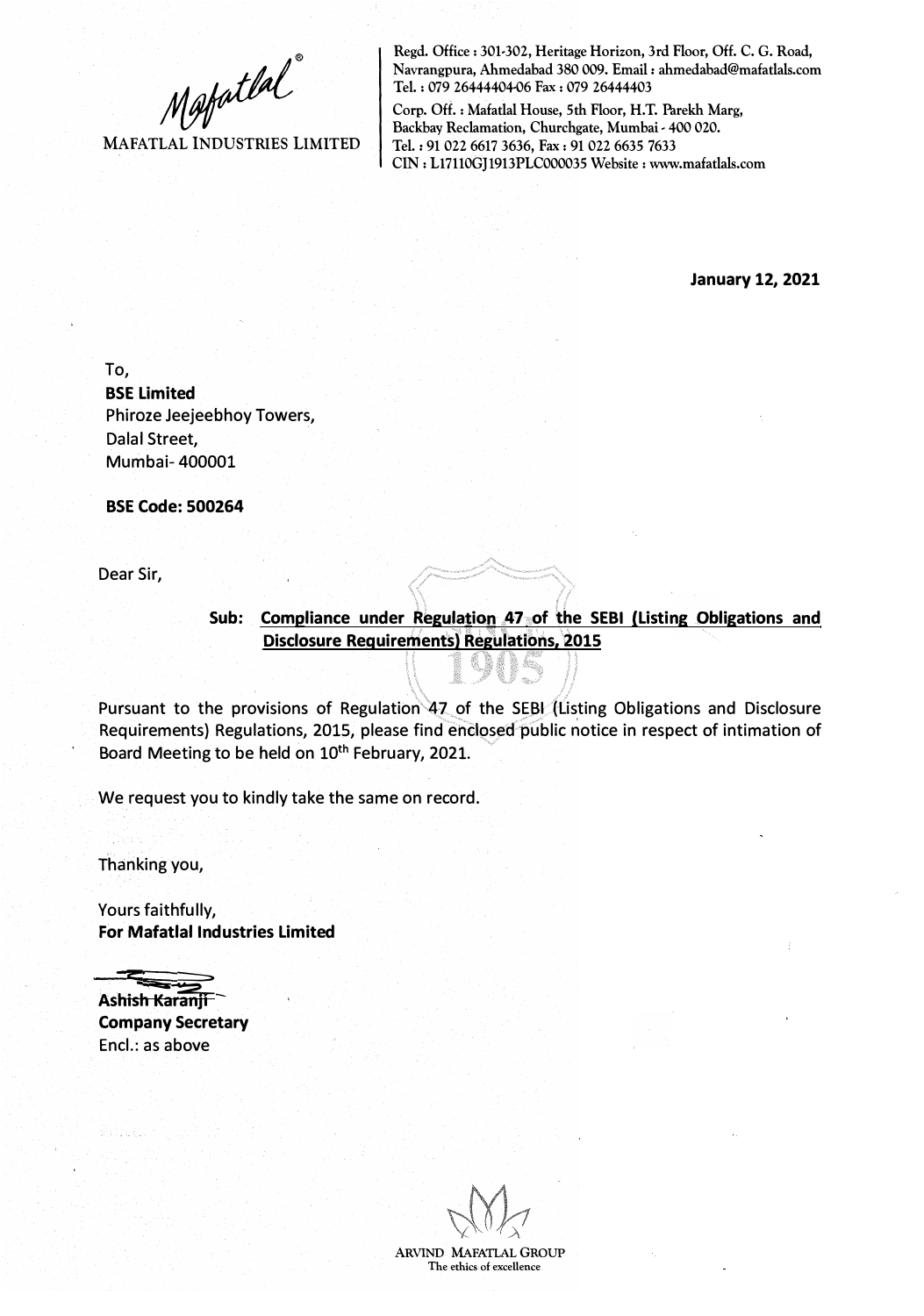MAFATLAL INDUSTRIES LIMITED

Regd. Office : 301-302, Heritage Horizon, 3rd Floor, Off. C. G. Road, Navrangpura, Ahmedabad 380 009. Email : ahmedabad@mafatlals.com
Tel. : 079 26444404-06 Fax : 079 26444403
Corp. Off. : Mafatlal House, 5th Floor, H.T. Parekh Marg, Backbay Reclamation, Churchgate, Mumbai - 400 020.
Tel. : 91 022 6617 3636, Fax : 91 022 6635 7633
CIN : L17110GJ1913PLC000035 Website : www.mafatlals.com

**January 12, 2021**

To,
**BSE Limited**
Phiroze Jeejeebhoy Towers,
Dalal Street,
Mumbai- 400001

**BSE Code: 500264**

Dear Sir,

**Sub: Compliance under Regulation 47 of the SEBI (Listing Obligations and Disclosure Requirements) Regulations, 2015**

Pursuant to the provisions of Regulation 47 of the SEBI (Listing Obligations and Disclosure Requirements) Regulations, 2015, please find enclosed public notice in respect of intimation of Board Meeting to be held on 10th February, 2021.

We request you to kindly take the same on record.

Thanking you,

Yours faithfully,
**For Mafatlal Industries Limited**

**Ashish Karanji**
**Company Secretary**
Encl.: as above

ARVIND MAFATLAL GROUP
The ethics of excellence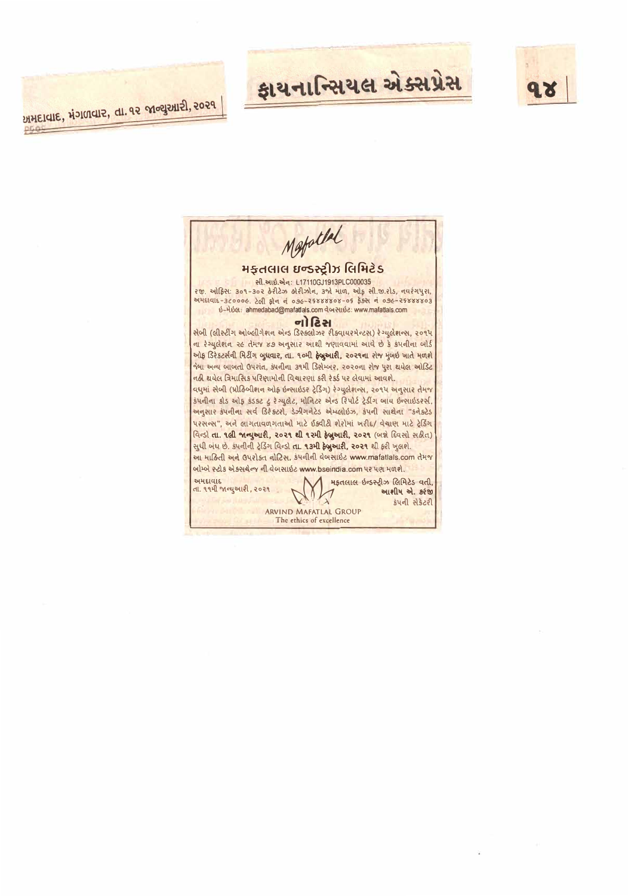અમદાવાદ, મંગળવાર, તા. ૧૨ જાન્યુઆરી, ૨૦૨૧

ફાયનાન્સિયલ એક્સપ્રેસ

Mafatlal

## મફતલાલ ઇન્ડસ્ટ્રીઝ લિમિટેડ

સી.આઇ.એન: L17110GJ1913PLC000035

રજી. ઓફિસ: ૩૦૧-૩૦૨ હેરીટેઝ હોરીઝોન, ૩જો માળ, ઓફ સી.જી.રોડ, નવરંગપુરા, અમદાવાદ-૩૮૦૦૦૯. ટેલી ફોન નં ૦૭૯-૨૬૪૪૪૪૦૪-૦૬ ફેક્સ નં ૦૭૯-૨૬૪૪૪૪૦૩

ઇ-મેઇલ: ahmedabad@mafatlals.com વેબસાઇટ: www.mafatlals.com

### નોટિસ

સેબી (લીસ્ટીંગ ઓબ્લીગેશન એન્ડ ડિસ્કલોઝર રીક્વાયરમેન્ટસ) રેગ્યુલેશન્સ, ૨૦૧૫ ના રેગ્યુલેશન ૨૯ તેમજ ૪૭ અનુસાર આથી જણાવવામાં આવે છે કે કંપનીના બોર્ડ ઓફ ડિરેક્ટર્સની મિટીંગ **બુધવાર, તા. ૧૦મી ફેબ્રુઆરી, ૨૦૨૧ના** રોજ મુંબઇ ખાતે મળશે જેમા અન્ય બાબતો ઉપરાંત, કંપનીના ૩૧મી ડિસેમ્બર, ૨૦૨૦ના રોજ પુરા થયેલ ઓડિટ નહી થયેલ ત્રિમાસિક પરિણામોની વિચારણા કરી રેકર્ડ પર લેવામાં આવશે.

વધુમાં સેબી (પ્રોહિબીશન ઓફ ઇન્સાઇડર ટ્રેડિંગ) રેગ્યુલેશન્સ, ૨૦૧૫ અનુસાર તેમજ કંપનીના કોડ ઓફ કંડક્ટ ટુ રેગ્યુલેટ, મોનિટર એન્ડ રિપોર્ટ ટ્રેડીંગ બાય ઇન્સાઇડરર્સ, અનુસાર કંપનીના સર્વ ડિરેક્ટરો, ડેઝીગનેટેડ એમ્પ્લોઇઝ, કંપની સાથેના "કનેક્ટેડ પરસન્સ", અને લાગતાવળગતાઓ માટે ઈક્વીટી શેરોમાં ખરીદ/ વેચાણ માટે ટ્રેડીંગ વિન્ડો **તા. ૧લી જાન્યુઆરી, ૨૦૨૧ થી ૧૨મી ફેબ્રુઆરી, ૨૦૨૧** (બન્ને દિવસો સહીત) સુધી બંધ છે. કંપનીની ટ્રેડીંગ વિન્ડો **તા. ૧૩મી ફેબ્રુઆરી, ૨૦૨૧** થી ફરી ખુલશે.

આ માહિતી અને ઉપરોક્ત નોટિસ, કંપનીની વેબસાઇટ www.mafatlals.com તેમજ બોમ્બે સ્ટોક એક્સચેન્જ ની વેબસાઇટ www.bseindia.com પર પણ મળશે.

અમદાવાદ
તા. ૧૧મી જાન્યુઆરી, ૨૦૨૧

મફતલાલ ઇન્ડસ્ટ્રીઝ લિમિટેડ વતી,
**આશીષ એ. કરંજી**
કંપની સેક્રેટરી

ARVIND MAFATLAL GROUP
The ethics of excellence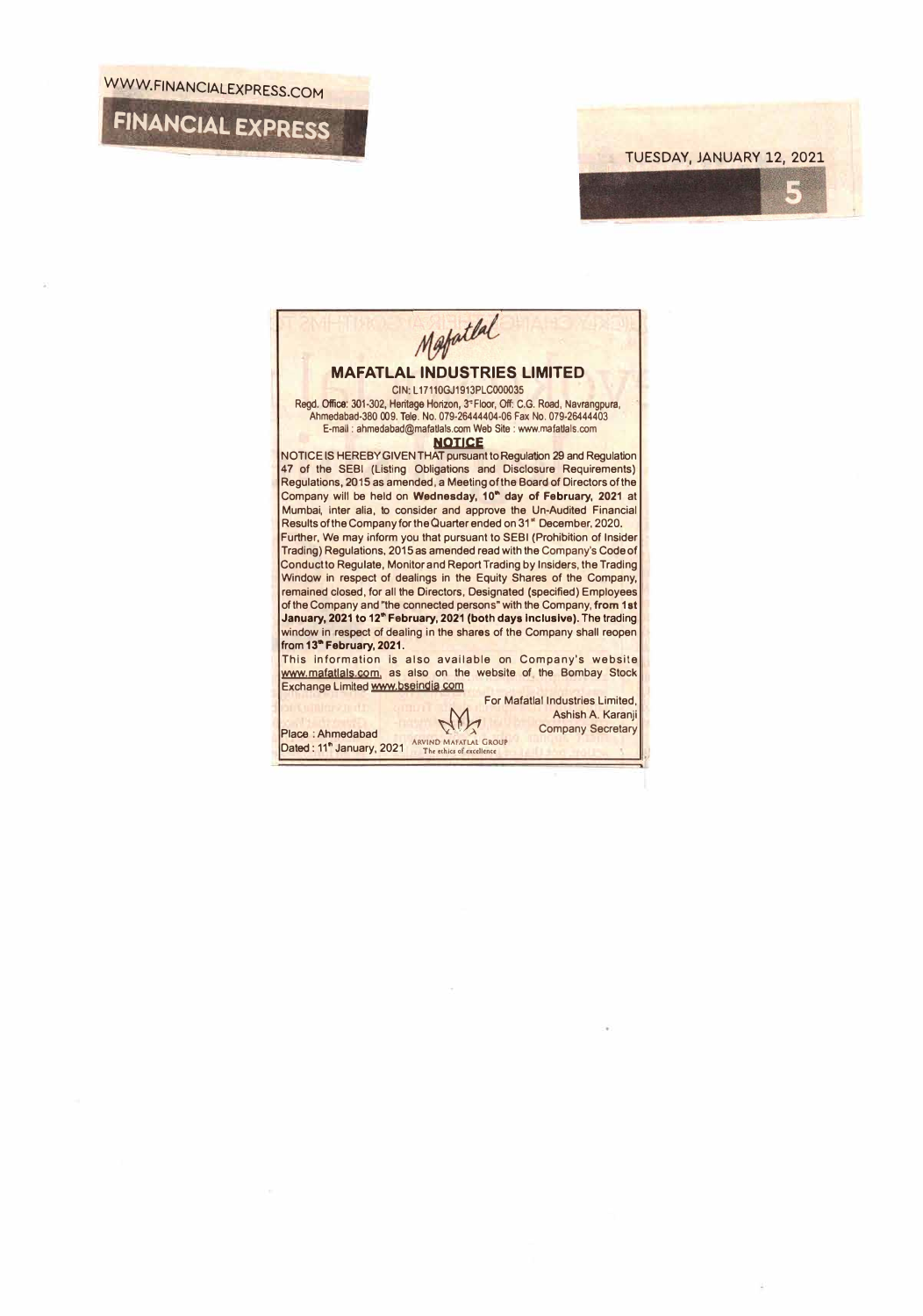# MAFATLAL INDUSTRIES LIMITED

CIN: L17110GJ1913PLC000035

Regd. Office: 301-302, Heritage Horizon, 3rd Floor, Off: C.G. Road, Navrangpura, Ahmedabad-380 009. Tele. No. 079-26444404-06 Fax No. 079-26444403

E-mail : ahmedabad@mafatlals.com Web Site : www.mafatlals.com

## NOTICE

NOTICE IS HEREBY GIVEN THAT pursuant to Regulation 29 and Regulation 47 of the SEBI (Listing Obligations and Disclosure Requirements) Regulations, 2015 as amended, a Meeting of the Board of Directors of the Company will be held on **Wednesday, 10th day of February, 2021** at Mumbai, inter alia, to consider and approve the Un-Audited Financial Results of the Company for the Quarter ended on 31st December, 2020.

Further, We may inform you that pursuant to SEBI (Prohibition of Insider Trading) Regulations, 2015 as amended read with the Company's Code of Conduct to Regulate, Monitor and Report Trading by Insiders, the Trading Window in respect of dealings in the Equity Shares of the Company, remained closed, for all the Directors, Designated (specified) Employees of the Company and "the connected persons" with the Company, **from 1st January, 2021 to 12th February, 2021 (both days inclusive).** The trading window in respect of dealing in the shares of the Company shall reopen from **13th February, 2021.**

This information is also available on Company's website www.mafatlals.com, as also on the website of the Bombay Stock Exchange Limited www.bseindia.com

For Mafatlal Industries Limited,
Ashish A. Karanji
Company Secretary

Place : Ahmedabad
Dated : 11th January, 2021

ARVIND MAFATLAL GROUP
The ethics of excellence